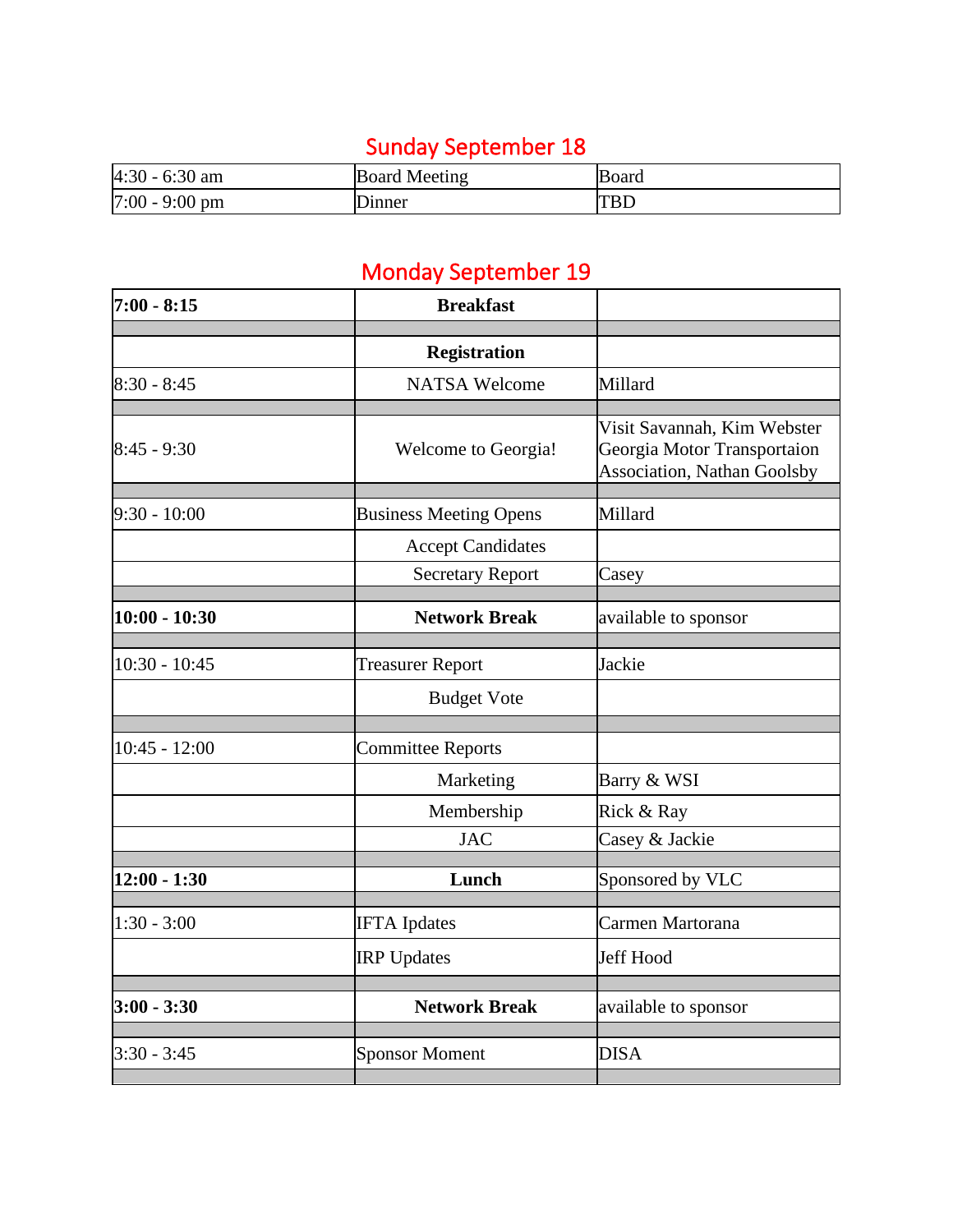## Sunday September 18

| | | |
|---|---|---|
| 4:30 - 6:30 am | Board Meeting | Board |
| 7:00 - 9:00 pm | Dinner | TBD |

## Monday September 19

| | | |
|---|---|---|
| **7:00 - 8:15** | **Breakfast** | |
| | | |
| | **Registration** | |
| 8:30 - 8:45 | NATSA Welcome | Millard |
| | | |
| 8:45 - 9:30 | Welcome to Georgia! | Visit Savannah, Kim Webster Georgia Motor Transportaion Association, Nathan Goolsby |
| | | |
| 9:30 - 10:00 | Business Meeting Opens | Millard |
| | Accept Candidates | |
| | Secretary Report | Casey |
| | | |
| **10:00 - 10:30** | **Network Break** | available to sponsor |
| | | |
| 10:30 - 10:45 | Treasurer Report | Jackie |
| | Budget Vote | |
| | | |
| 10:45 - 12:00 | Committee Reports | |
| | Marketing | Barry & WSI |
| | Membership | Rick & Ray |
| | JAC | Casey & Jackie |
| | | |
| **12:00 - 1:30** | **Lunch** | Sponsored by VLC |
| | | |
| 1:30 - 3:00 | IFTA Ipdates | Carmen Martorana |
| | IRP Updates | Jeff Hood |
| | | |
| **3:00 - 3:30** | **Network Break** | available to sponsor |
| | | |
| 3:30 - 3:45 | Sponsor Moment | DISA |
| | | |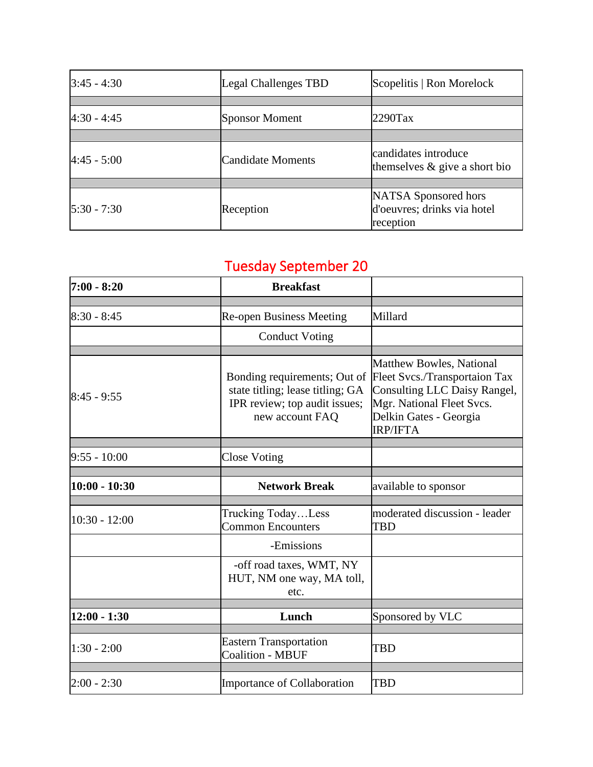| 3:45 - 4:30 | Legal Challenges TBD | Scopelitis \| Ron Morelock |
|---|---|---|
| 4:30 - 4:45 | Sponsor Moment | 2290Tax |
| 4:45 - 5:00 | Candidate Moments | candidates introduce themselves & give a short bio |
| 5:30 - 7:30 | Reception | NATSA Sponsored hors d'oeuvres; drinks via hotel reception |

## Tuesday September 20

| **7:00 - 8:20** | **Breakfast** | |
|---|---|---|
| 8:30 - 8:45 | Re-open Business Meeting | Millard |
| | Conduct Voting | |
| 8:45 - 9:55 | Bonding requirements; Out of state titling; lease titling; GA IPR review; top audit issues; new account FAQ | Matthew Bowles, National Fleet Svcs./Transportaion Tax Consulting LLC Daisy Rangel, Mgr. National Fleet Svcs. Delkin Gates - Georgia IRP/IFTA |
| 9:55 - 10:00 | Close Voting | |
| **10:00 - 10:30** | **Network Break** | available to sponsor |
| 10:30 - 12:00 | Trucking Today…Less Common Encounters | moderated discussion - leader TBD |
| | -Emissions | |
| | -off road taxes, WMT, NY HUT, NM one way, MA toll, etc. | |
| **12:00 - 1:30** | **Lunch** | Sponsored by VLC |
| 1:30 - 2:00 | Eastern Transportation Coalition - MBUF | TBD |
| 2:00 - 2:30 | Importance of Collaboration | TBD |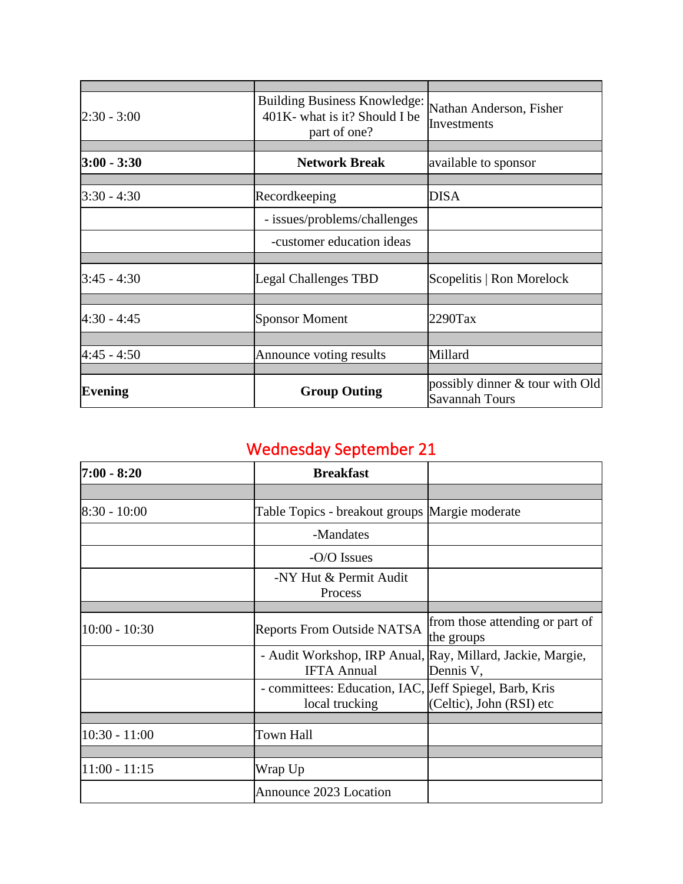| | | |
|---|---|---|
| 2:30 - 3:00 | Building Business Knowledge: 401K- what is it? Should I be part of one? | Nathan Anderson, Fisher Investments |
| | | |
| **3:00 - 3:30** | **Network Break** | available to sponsor |
| | | |
| 3:30 - 4:30 | Recordkeeping | DISA |
| | - issues/problems/challenges | |
| | -customer education ideas | |
| | | |
| 3:45 - 4:30 | Legal Challenges TBD | Scopelitis \| Ron Morelock |
| | | |
| 4:30 - 4:45 | Sponsor Moment | 2290Tax |
| | | |
| 4:45 - 4:50 | Announce voting results | Millard |
| | | |
| **Evening** | **Group Outing** | possibly dinner & tour with Old Savannah Tours |

## Wednesday September 21

| | | |
|---|---|---|
| **7:00 - 8:20** | **Breakfast** | |
| | | |
| 8:30 - 10:00 | Table Topics - breakout groups | Margie moderate |
| | -Mandates | |
| | -O/O Issues | |
| | -NY Hut & Permit Audit Process | |
| | | |
| 10:00 - 10:30 | Reports From Outside NATSA | from those attending or part of the groups |
| | - Audit Workshop, IRP Anual, IFTA Annual | Ray, Millard, Jackie, Margie, Dennis V, |
| | - committees: Education, IAC, local trucking | Jeff Spiegel, Barb, Kris (Celtic), John (RSI) etc |
| | | |
| 10:30 - 11:00 | Town Hall | |
| | | |
| 11:00 - 11:15 | Wrap Up | |
| | Announce 2023 Location | |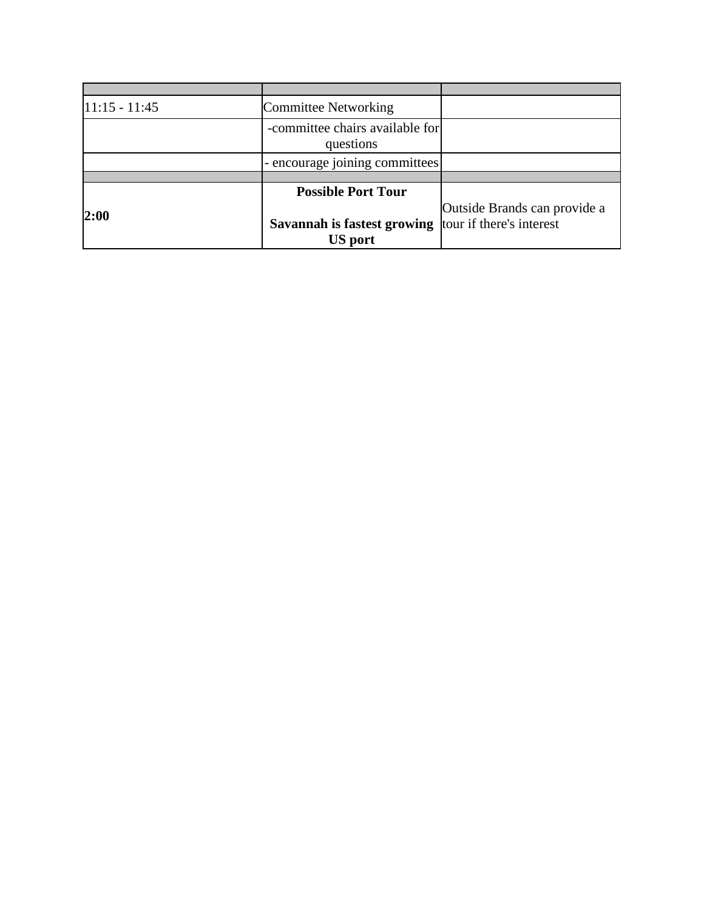| | | |
|---|---|---|
| 11:15 - 11:45 | Committee Networking | |
| | -committee chairs available for questions | |
| | - encourage joining committees | |
| | | |
| **2:00** | **Possible Port Tour**<br><br>**Savannah is fastest growing US port** | Outside Brands can provide a tour if there's interest |